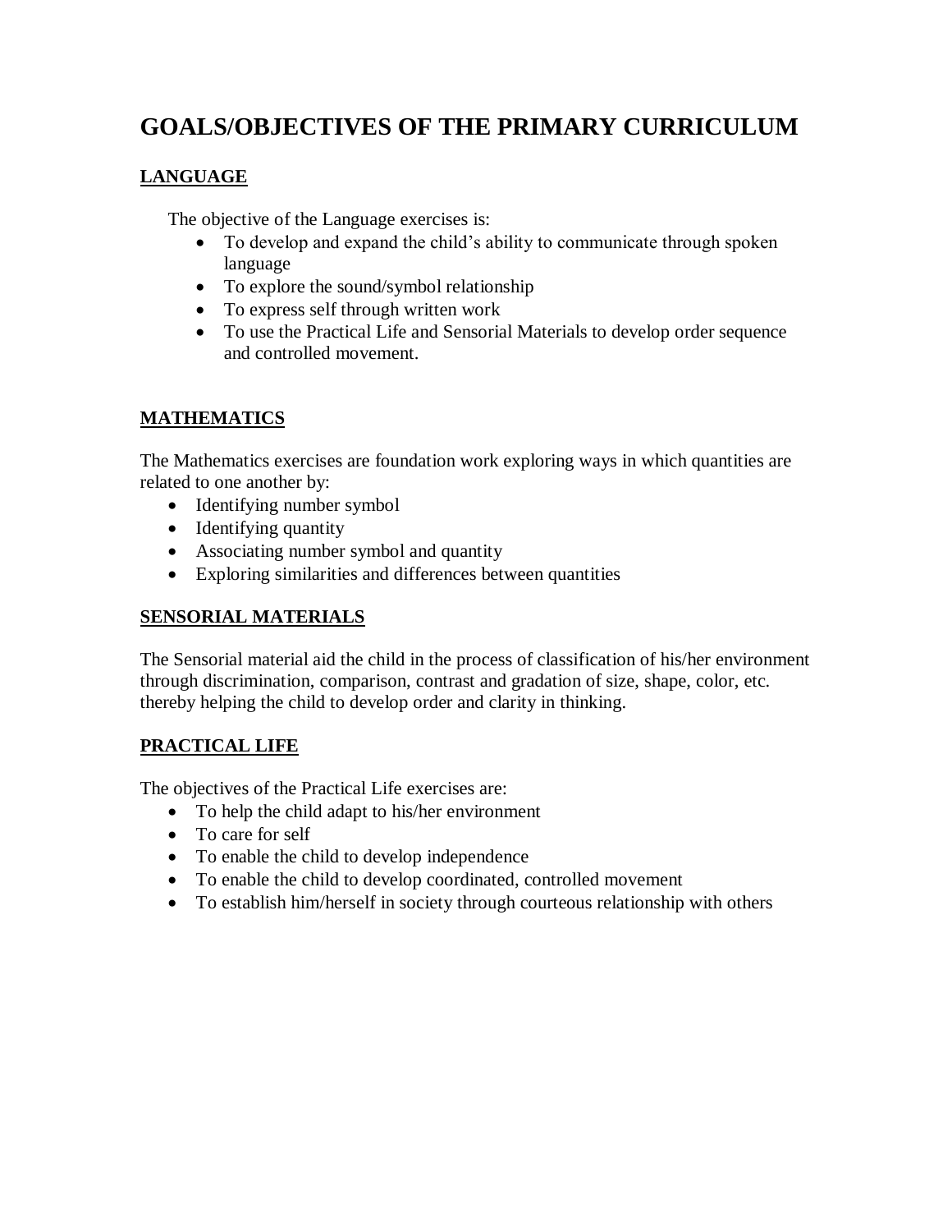# GOALS/OBJECTIVES OF THE PRIMARY CURRICULUM

## LANGUAGE

The objective of the Language exercises is:

- To develop and expand the child's ability to communicate through spoken language
- To explore the sound/symbol relationship
- To express self through written work
- To use the Practical Life and Sensorial Materials to develop order sequence and controlled movement.

## MATHEMATICS

The Mathematics exercises are foundation work exploring ways in which quantities are related to one another by:

- Identifying number symbol
- Identifying quantity
- Associating number symbol and quantity
- Exploring similarities and differences between quantities

## SENSORIAL MATERIALS

The Sensorial material aid the child in the process of classification of his/her environment through discrimination, comparison, contrast and gradation of size, shape, color, etc. thereby helping the child to develop order and clarity in thinking.

## PRACTICAL LIFE

The objectives of the Practical Life exercises are:

- To help the child adapt to his/her environment
- To care for self
- To enable the child to develop independence
- To enable the child to develop coordinated, controlled movement
- To establish him/herself in society through courteous relationship with others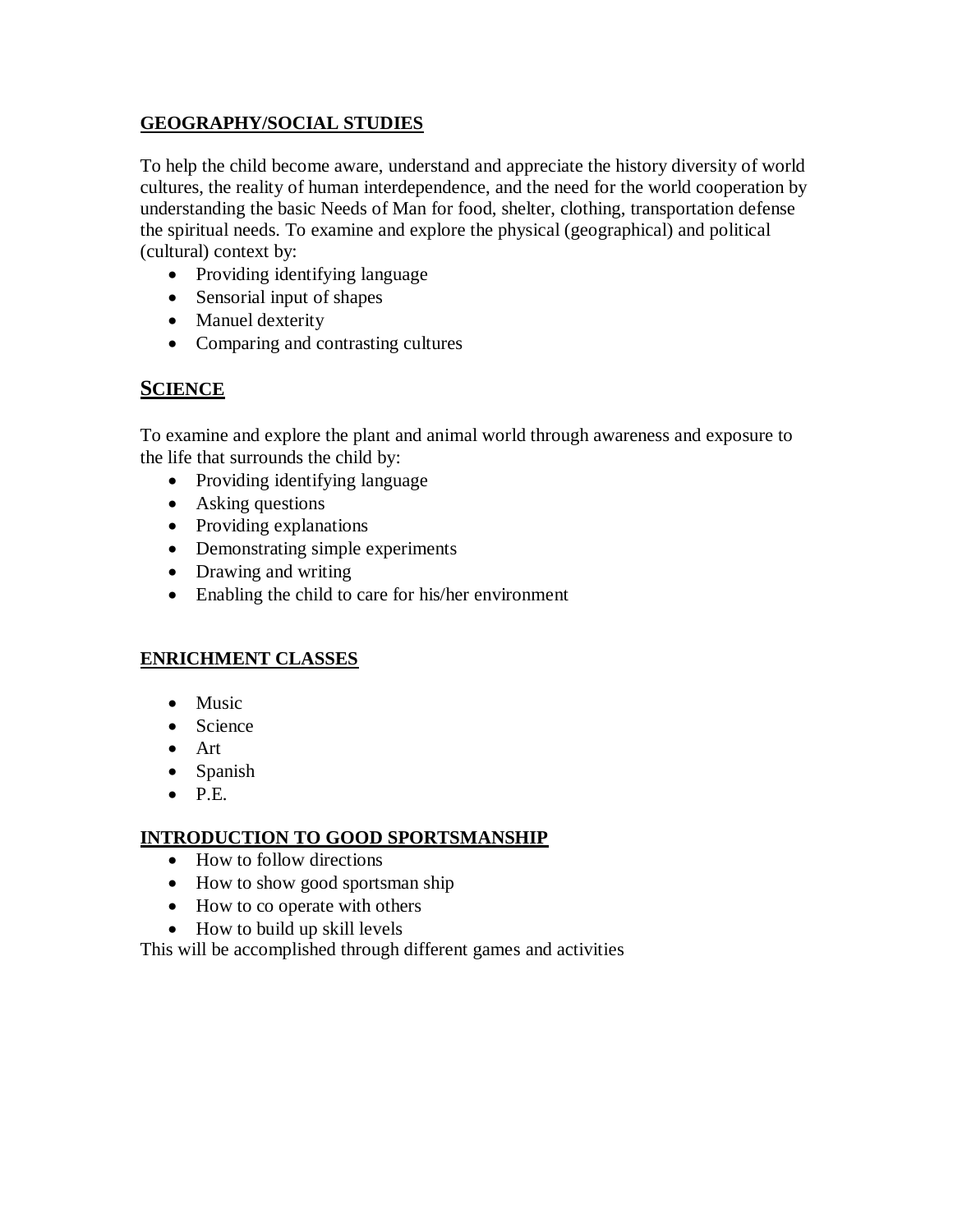## GEOGRAPHY/SOCIAL STUDIES

To help the child become aware, understand and appreciate the history diversity of world cultures, the reality of human interdependence, and the need for the world cooperation by understanding the basic Needs of Man for food, shelter, clothing, transportation defense the spiritual needs. To examine and explore the physical (geographical) and political (cultural) context by:

- Providing identifying language
- Sensorial input of shapes
- Manuel dexterity
- Comparing and contrasting cultures

## SCIENCE

To examine and explore the plant and animal world through awareness and exposure to the life that surrounds the child by:

- Providing identifying language
- Asking questions
- Providing explanations
- Demonstrating simple experiments
- Drawing and writing
- Enabling the child to care for his/her environment

## ENRICHMENT CLASSES

- Music
- Science
- Art
- Spanish
- P.E.

## INTRODUCTION TO GOOD SPORTSMANSHIP

- How to follow directions
- How to show good sportsman ship
- How to co operate with others
- How to build up skill levels

This will be accomplished through different games and activities